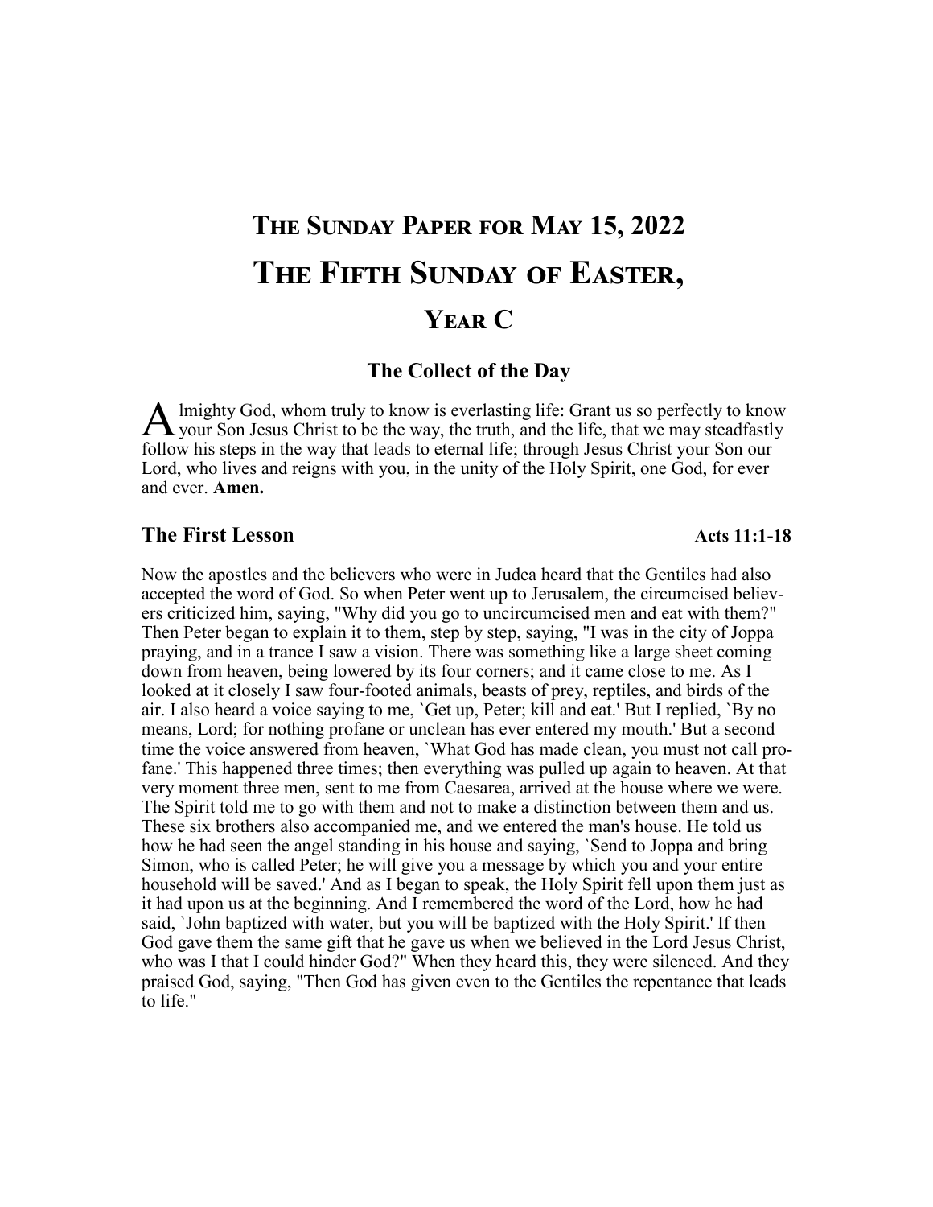# The Sunday Paper for May 15, 2022

# The Fifth Sunday of Easter, Year C

## The Collect of the Day

Almighty God, whom truly to know is everlasting life: Grant us so perfectly to know your Son Jesus Christ to be the way, the truth, and the life, that we may steadfastly follow his steps in the way that leads to eternal life; through Jesus Christ your Son our Lord, who lives and reigns with you, in the unity of the Holy Spirit, one God, for ever and ever. **Amen.**

## The First Lesson — Acts 11:1-18

Now the apostles and the believers who were in Judea heard that the Gentiles had also accepted the word of God. So when Peter went up to Jerusalem, the circumcised believers criticized him, saying, "Why did you go to uncircumcised men and eat with them?" Then Peter began to explain it to them, step by step, saying, "I was in the city of Joppa praying, and in a trance I saw a vision. There was something like a large sheet coming down from heaven, being lowered by its four corners; and it came close to me. As I looked at it closely I saw four-footed animals, beasts of prey, reptiles, and birds of the air. I also heard a voice saying to me, `Get up, Peter; kill and eat.' But I replied, `By no means, Lord; for nothing profane or unclean has ever entered my mouth.' But a second time the voice answered from heaven, `What God has made clean, you must not call profane.' This happened three times; then everything was pulled up again to heaven. At that very moment three men, sent to me from Caesarea, arrived at the house where we were. The Spirit told me to go with them and not to make a distinction between them and us. These six brothers also accompanied me, and we entered the man's house. He told us how he had seen the angel standing in his house and saying, `Send to Joppa and bring Simon, who is called Peter; he will give you a message by which you and your entire household will be saved.' And as I began to speak, the Holy Spirit fell upon them just as it had upon us at the beginning. And I remembered the word of the Lord, how he had said, `John baptized with water, but you will be baptized with the Holy Spirit.' If then God gave them the same gift that he gave us when we believed in the Lord Jesus Christ, who was I that I could hinder God?" When they heard this, they were silenced. And they praised God, saying, "Then God has given even to the Gentiles the repentance that leads to life."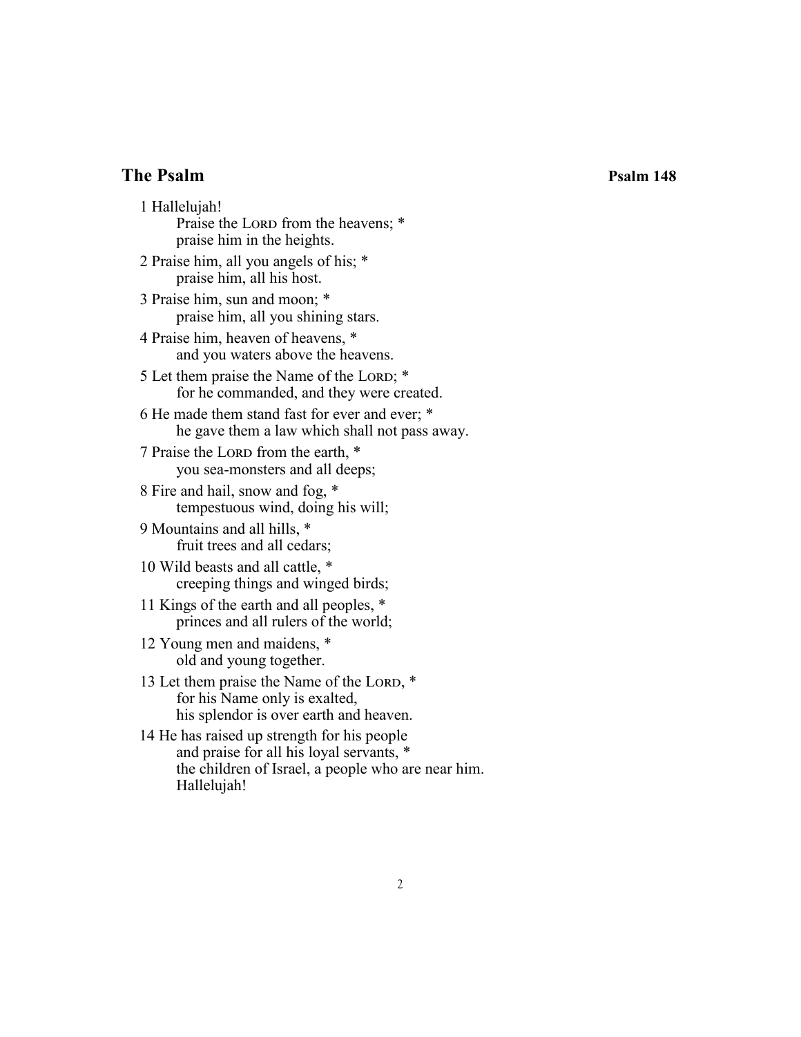## The Psalm

**Psalm 148**

1 Hallelujah!
   Praise the LORD from the heavens; *
   praise him in the heights.

2 Praise him, all you angels of his; *
   praise him, all his host.

3 Praise him, sun and moon; *
   praise him, all you shining stars.

4 Praise him, heaven of heavens, *
   and you waters above the heavens.

5 Let them praise the Name of the LORD; *
   for he commanded, and they were created.

6 He made them stand fast for ever and ever; *
   he gave them a law which shall not pass away.

7 Praise the LORD from the earth, *
   you sea-monsters and all deeps;

8 Fire and hail, snow and fog, *
   tempestuous wind, doing his will;

9 Mountains and all hills, *
   fruit trees and all cedars;

10 Wild beasts and all cattle, *
   creeping things and winged birds;

11 Kings of the earth and all peoples, *
   princes and all rulers of the world;

12 Young men and maidens, *
   old and young together.

13 Let them praise the Name of the LORD, *
   for his Name only is exalted,
   his splendor is over earth and heaven.

14 He has raised up strength for his people
   and praise for all his loyal servants, *
   the children of Israel, a people who are near him.
   Hallelujah!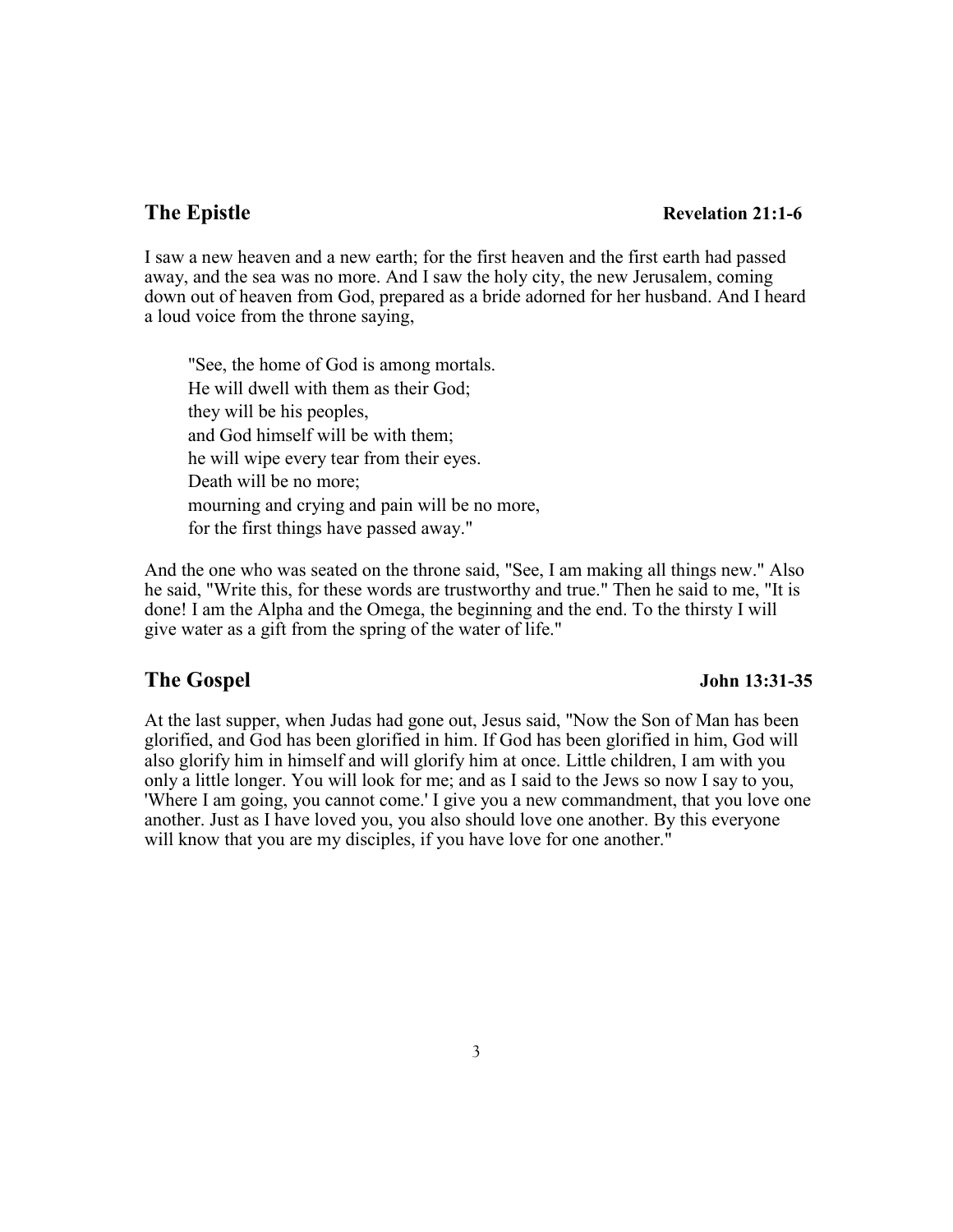## The Epistle **Revelation 21:1-6**

I saw a new heaven and a new earth; for the first heaven and the first earth had passed away, and the sea was no more. And I saw the holy city, the new Jerusalem, coming down out of heaven from God, prepared as a bride adorned for her husband. And I heard a loud voice from the throne saying,

> "See, the home of God is among mortals.  
> He will dwell with them as their God;  
> they will be his peoples,  
> and God himself will be with them;  
> he will wipe every tear from their eyes.  
> Death will be no more;  
> mourning and crying and pain will be no more,  
> for the first things have passed away."

And the one who was seated on the throne said, "See, I am making all things new." Also he said, "Write this, for these words are trustworthy and true." Then he said to me, "It is done! I am the Alpha and the Omega, the beginning and the end. To the thirsty I will give water as a gift from the spring of the water of life."

## The Gospel **John 13:31-35**

At the last supper, when Judas had gone out, Jesus said, "Now the Son of Man has been glorified, and God has been glorified in him. If God has been glorified in him, God will also glorify him in himself and will glorify him at once. Little children, I am with you only a little longer. You will look for me; and as I said to the Jews so now I say to you, 'Where I am going, you cannot come.' I give you a new commandment, that you love one another. Just as I have loved you, you also should love one another. By this everyone will know that you are my disciples, if you have love for one another."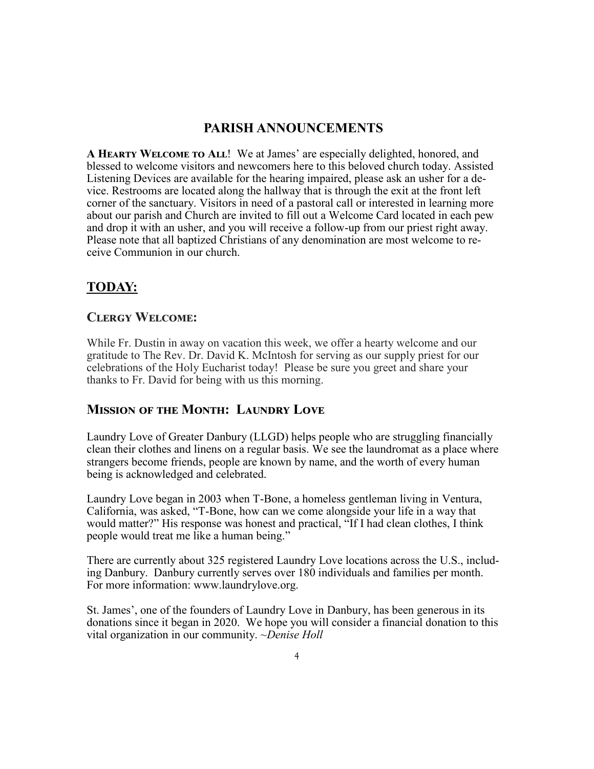# PARISH ANNOUNCEMENTS

**A Hearty Welcome to All**! We at James' are especially delighted, honored, and blessed to welcome visitors and newcomers here to this beloved church today. Assisted Listening Devices are available for the hearing impaired, please ask an usher for a device. Restrooms are located along the hallway that is through the exit at the front left corner of the sanctuary. Visitors in need of a pastoral call or interested in learning more about our parish and Church are invited to fill out a Welcome Card located in each pew and drop it with an usher, and you will receive a follow-up from our priest right away. Please note that all baptized Christians of any denomination are most welcome to receive Communion in our church.

## TODAY:

### Clergy Welcome:

While Fr. Dustin in away on vacation this week, we offer a hearty welcome and our gratitude to The Rev. Dr. David K. McIntosh for serving as our supply priest for our celebrations of the Holy Eucharist today! Please be sure you greet and share your thanks to Fr. David for being with us this morning.

### Mission of the Month: Laundry Love

Laundry Love of Greater Danbury (LLGD) helps people who are struggling financially clean their clothes and linens on a regular basis. We see the laundromat as a place where strangers become friends, people are known by name, and the worth of every human being is acknowledged and celebrated.

Laundry Love began in 2003 when T-Bone, a homeless gentleman living in Ventura, California, was asked, "T-Bone, how can we come alongside your life in a way that would matter?" His response was honest and practical, "If I had clean clothes, I think people would treat me like a human being."

There are currently about 325 registered Laundry Love locations across the U.S., including Danbury. Danbury currently serves over 180 individuals and families per month. For more information: www.laundrylove.org.

St. James', one of the founders of Laundry Love in Danbury, has been generous in its donations since it began in 2020. We hope you will consider a financial donation to this vital organization in our community. ~*Denise Holl*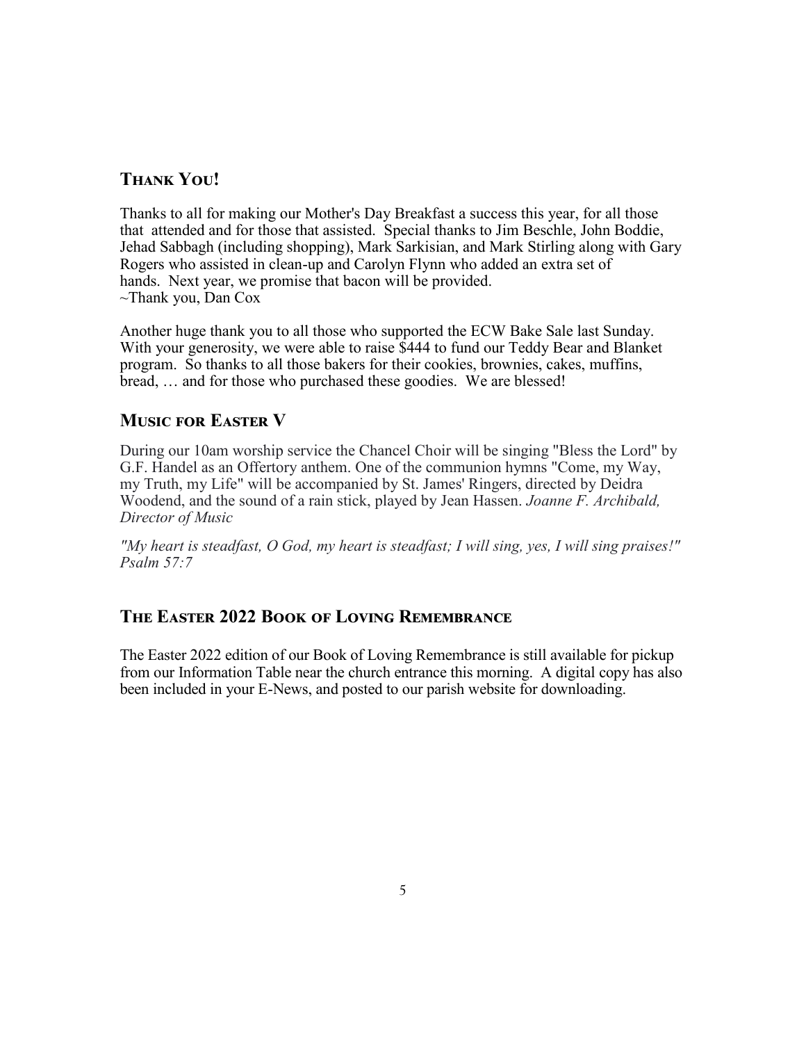## Thank You!

Thanks to all for making our Mother's Day Breakfast a success this year, for all those that attended and for those that assisted. Special thanks to Jim Beschle, John Boddie, Jehad Sabbagh (including shopping), Mark Sarkisian, and Mark Stirling along with Gary Rogers who assisted in clean-up and Carolyn Flynn who added an extra set of hands. Next year, we promise that bacon will be provided.
~Thank you, Dan Cox

Another huge thank you to all those who supported the ECW Bake Sale last Sunday. With your generosity, we were able to raise $444 to fund our Teddy Bear and Blanket program. So thanks to all those bakers for their cookies, brownies, cakes, muffins, bread, … and for those who purchased these goodies. We are blessed!

## Music for Easter V

During our 10am worship service the Chancel Choir will be singing "Bless the Lord" by G.F. Handel as an Offertory anthem. One of the communion hymns "Come, my Way, my Truth, my Life" will be accompanied by St. James' Ringers, directed by Deidra Woodend, and the sound of a rain stick, played by Jean Hassen. *Joanne F. Archibald, Director of Music*

*"My heart is steadfast, O God, my heart is steadfast; I will sing, yes, I will sing praises!" Psalm 57:7*

## The Easter 2022 Book of Loving Remembrance

The Easter 2022 edition of our Book of Loving Remembrance is still available for pickup from our Information Table near the church entrance this morning. A digital copy has also been included in your E-News, and posted to our parish website for downloading.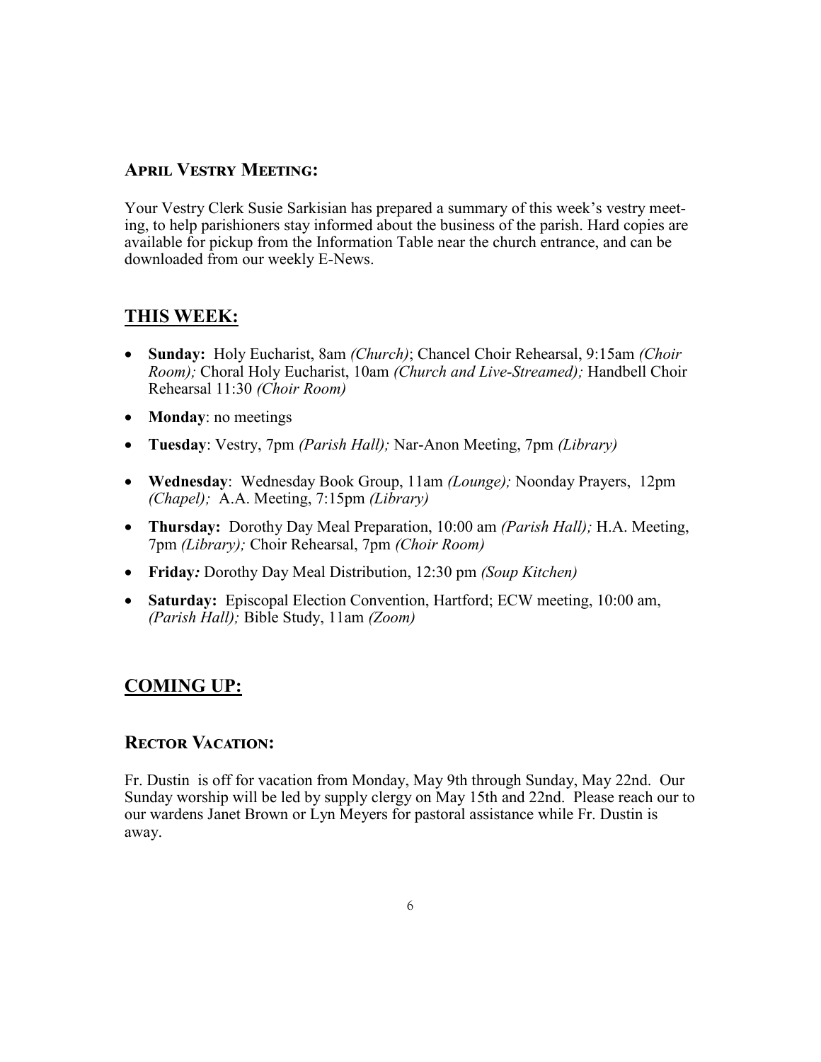## April Vestry Meeting:

Your Vestry Clerk Susie Sarkisian has prepared a summary of this week's vestry meeting, to help parishioners stay informed about the business of the parish. Hard copies are available for pickup from the Information Table near the church entrance, and can be downloaded from our weekly E-News.

## THIS WEEK:

- **Sunday:** Holy Eucharist, 8am *(Church)*; Chancel Choir Rehearsal, 9:15am *(Choir Room);* Choral Holy Eucharist, 10am *(Church and Live-Streamed);* Handbell Choir Rehearsal 11:30 *(Choir Room)*
- **Monday**: no meetings
- **Tuesday**: Vestry, 7pm *(Parish Hall);* Nar-Anon Meeting, 7pm *(Library)*
- **Wednesday**: Wednesday Book Group, 11am *(Lounge);* Noonday Prayers, 12pm *(Chapel);* A.A. Meeting, 7:15pm *(Library)*
- **Thursday:** Dorothy Day Meal Preparation, 10:00 am *(Parish Hall);* H.A. Meeting, 7pm *(Library);* Choir Rehearsal, 7pm *(Choir Room)*
- **Friday***:* Dorothy Day Meal Distribution, 12:30 pm *(Soup Kitchen)*
- **Saturday:** Episcopal Election Convention, Hartford; ECW meeting, 10:00 am, *(Parish Hall);* Bible Study, 11am *(Zoom)*

## COMING UP:

## Rector Vacation:

Fr. Dustin is off for vacation from Monday, May 9th through Sunday, May 22nd. Our Sunday worship will be led by supply clergy on May 15th and 22nd. Please reach our to our wardens Janet Brown or Lyn Meyers for pastoral assistance while Fr. Dustin is away.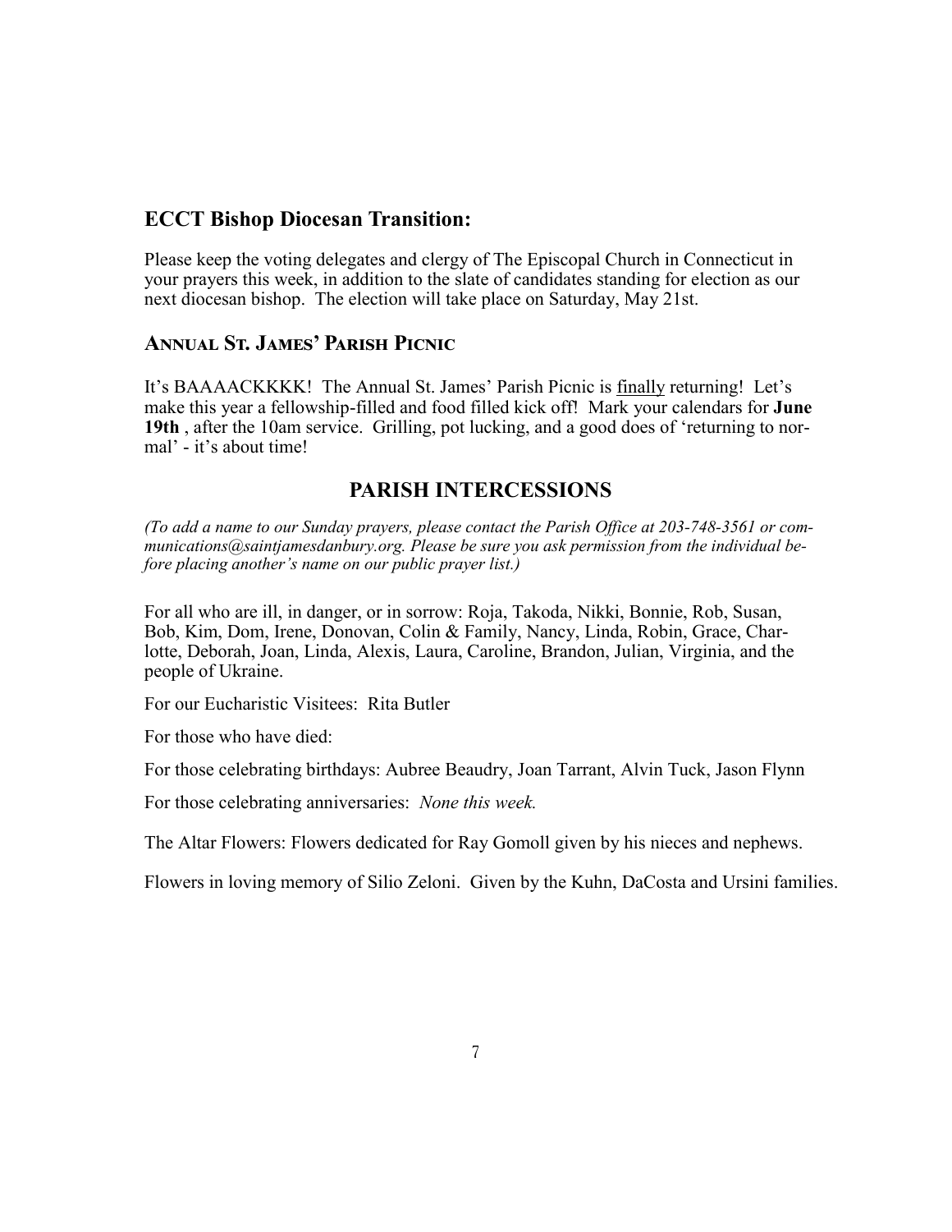## ECCT Bishop Diocesan Transition:

Please keep the voting delegates and clergy of The Episcopal Church in Connecticut in your prayers this week, in addition to the slate of candidates standing for election as our next diocesan bishop. The election will take place on Saturday, May 21st.

### Annual St. James' Parish Picnic

It's BAAAACKKKK! The Annual St. James' Parish Picnic is <u>finally</u> returning! Let's make this year a fellowship-filled and food filled kick off! Mark your calendars for **June 19th** , after the 10am service. Grilling, pot lucking, and a good does of 'returning to normal' - it's about time!

## PARISH INTERCESSIONS

*(To add a name to our Sunday prayers, please contact the Parish Office at 203-748-3561 or communications@saintjamesdanbury.org. Please be sure you ask permission from the individual before placing another's name on our public prayer list.)*

For all who are ill, in danger, or in sorrow: Roja, Takoda, Nikki, Bonnie, Rob, Susan, Bob, Kim, Dom, Irene, Donovan, Colin & Family, Nancy, Linda, Robin, Grace, Charlotte, Deborah, Joan, Linda, Alexis, Laura, Caroline, Brandon, Julian, Virginia, and the people of Ukraine.

For our Eucharistic Visitees: Rita Butler

For those who have died:

For those celebrating birthdays: Aubree Beaudry, Joan Tarrant, Alvin Tuck, Jason Flynn

For those celebrating anniversaries: *None this week.*

The Altar Flowers: Flowers dedicated for Ray Gomoll given by his nieces and nephews.

Flowers in loving memory of Silio Zeloni. Given by the Kuhn, DaCosta and Ursini families.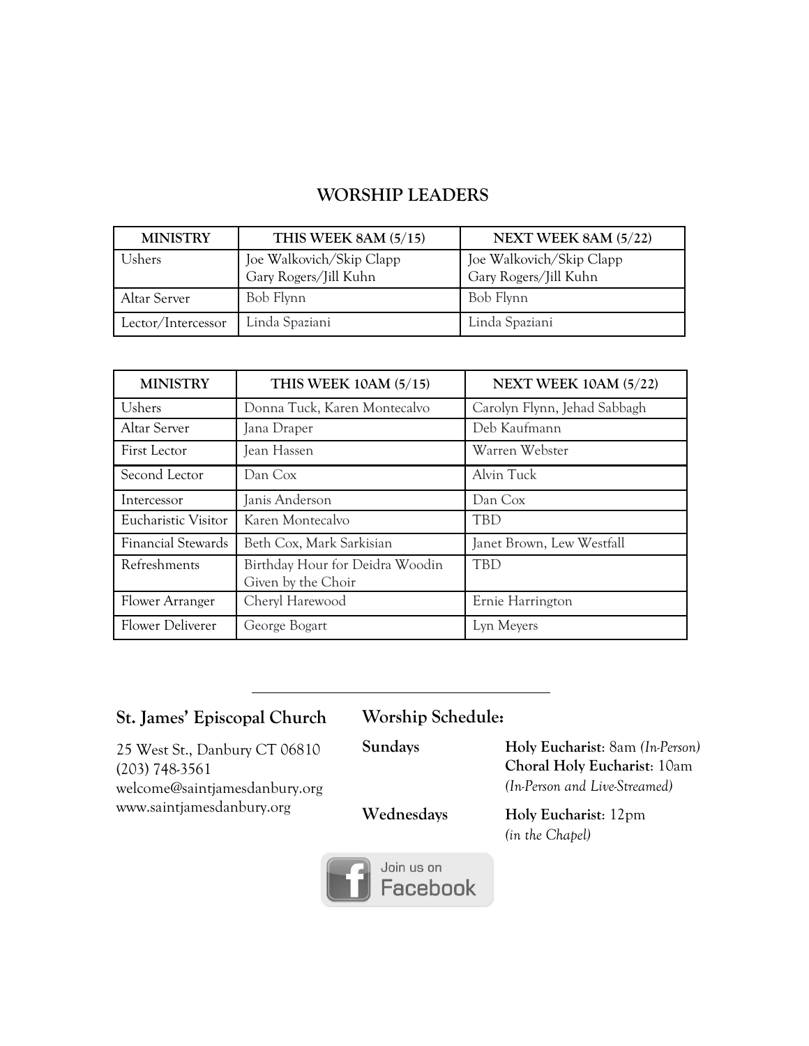## WORSHIP LEADERS

| MINISTRY | THIS WEEK 8AM (5/15) | NEXT WEEK 8AM (5/22) |
| --- | --- | --- |
| Ushers | Joe Walkovich/Skip Clapp Gary Rogers/Jill Kuhn | Joe Walkovich/Skip Clapp Gary Rogers/Jill Kuhn |
| Altar Server | Bob Flynn | Bob Flynn |
| Lector/Intercessor | Linda Spaziani | Linda Spaziani |

| MINISTRY | THIS WEEK 10AM (5/15) | NEXT WEEK 10AM (5/22) |
| --- | --- | --- |
| Ushers | Donna Tuck, Karen Montecalvo | Carolyn Flynn, Jehad Sabbagh |
| Altar Server | Jana Draper | Deb Kaufmann |
| First Lector | Jean Hassen | Warren Webster |
| Second Lector | Dan Cox | Alvin Tuck |
| Intercessor | Janis Anderson | Dan Cox |
| Eucharistic Visitor | Karen Montecalvo | TBD |
| Financial Stewards | Beth Cox, Mark Sarkisian | Janet Brown, Lew Westfall |
| Refreshments | Birthday Hour for Deidra Woodin Given by the Choir | TBD |
| Flower Arranger | Cheryl Harewood | Ernie Harrington |
| Flower Deliverer | George Bogart | Lyn Meyers |

---

### St. James' Episcopal Church

25 West St., Danbury CT 06810
(203) 748-3561
welcome@saintjamesdanbury.org
www.saintjamesdanbury.org

### Worship Schedule:

**Sundays**
**Holy Eucharist**: 8am *(In-Person)*
**Choral Holy Eucharist**: 10am *(In-Person and Live-Streamed)*

**Wednesdays**
**Holy Eucharist**: 12pm *(in the Chapel)*

Join us on Facebook